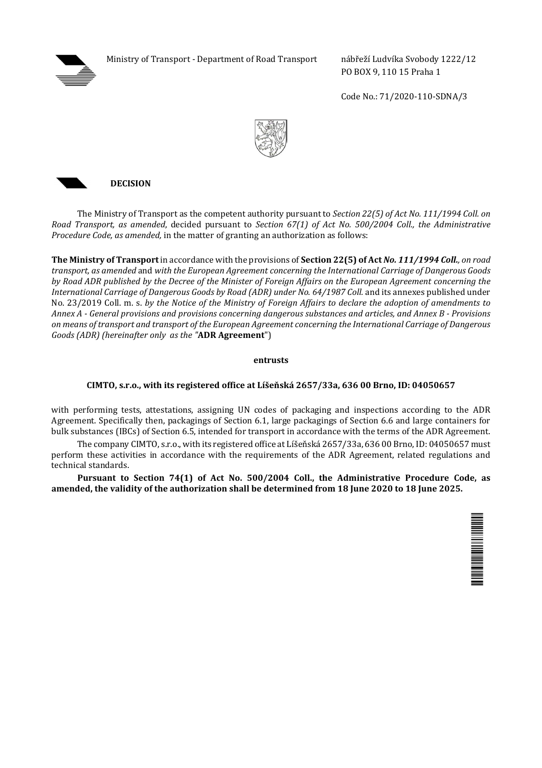Ministry of Transport - Department of Road Transport

nábřeží Ludvíka Svobody 1222/12
PO BOX 9, 110 15 Praha 1

Code No.: 71/2020-110-SDNA/3

## DECISION

The Ministry of Transport as the competent authority pursuant to *Section 22(5) of Act No. 111/1994 Coll. on Road Transport, as amended*, decided pursuant to *Section 67(1) of Act No. 500/2004 Coll., the Administrative Procedure Code, as amended,* in the matter of granting an authorization as follows:

**The Ministry of Transport** in accordance with the provisions of **Section 22(5) of Act *No. 111/1994 Coll.,*** *on road transport, as amended* and *with the European Agreement concerning the International Carriage of Dangerous Goods by Road ADR published by the Decree of the Minister of Foreign Affairs on the European Agreement concerning the International Carriage of Dangerous Goods by Road (ADR) under No. 64/1987 Coll.* and its annexes published under No. 23/2019 Coll. m. s. *by the Notice of the Ministry of Foreign Affairs to declare the adoption of amendments to Annex A - General provisions and provisions concerning dangerous substances and articles, and Annex B - Provisions on means of transport and transport of the European Agreement concerning the International Carriage of Dangerous Goods (ADR) (hereinafter only as the "***ADR Agreement**")

**entrusts**

**CIMTO, s.r.o., with its registered office at Líšeňská 2657/33a, 636 00 Brno, ID: 04050657**

with performing tests, attestations, assigning UN codes of packaging and inspections according to the ADR Agreement. Specifically then, packagings of Section 6.1, large packagings of Section 6.6 and large containers for bulk substances (IBCs) of Section 6.5, intended for transport in accordance with the terms of the ADR Agreement.

The company CIMTO, s.r.o., with its registered office at Líšeňská 2657/33a, 636 00 Brno, ID: 04050657 must perform these activities in accordance with the requirements of the ADR Agreement, related regulations and technical standards.

**Pursuant to Section 74(1) of Act No. 500/2004 Coll., the Administrative Procedure Code, as amended, the validity of the authorization shall be determined from 18 June 2020 to 18 June 2025.**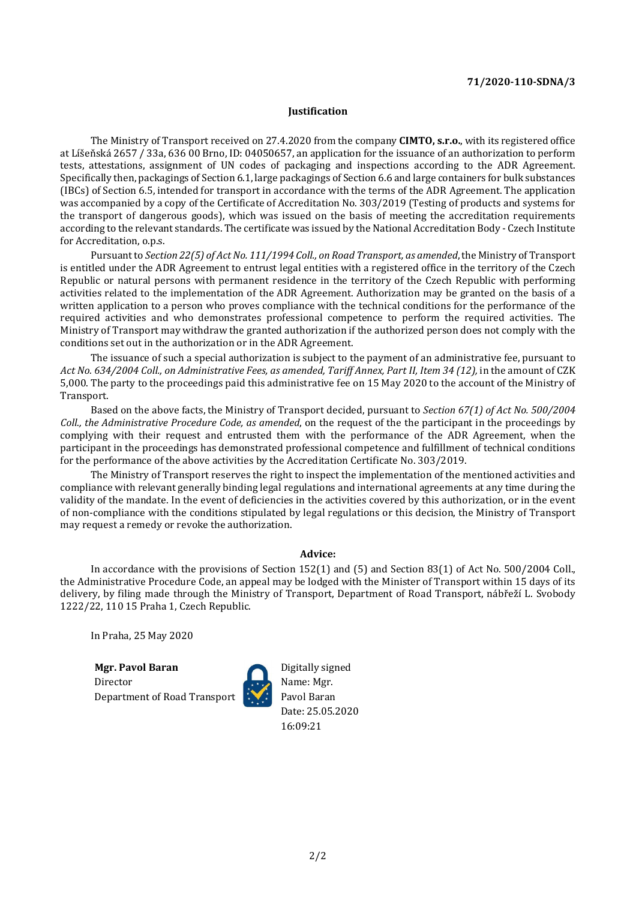**71/2020-110-SDNA/3**

### Justification

The Ministry of Transport received on 27.4.2020 from the company **CIMTO, s.r.o.**, with its registered office at Líšeňská 2657 / 33a, 636 00 Brno, ID: 04050657, an application for the issuance of an authorization to perform tests, attestations, assignment of UN codes of packaging and inspections according to the ADR Agreement. Specifically then, packagings of Section 6.1, large packagings of Section 6.6 and large containers for bulk substances (IBCs) of Section 6.5, intended for transport in accordance with the terms of the ADR Agreement. The application was accompanied by a copy of the Certificate of Accreditation No. 303/2019 (Testing of products and systems for the transport of dangerous goods), which was issued on the basis of meeting the accreditation requirements according to the relevant standards. The certificate was issued by the National Accreditation Body - Czech Institute for Accreditation, o.p.s.

Pursuant to *Section 22(5) of Act No. 111/1994 Coll., on Road Transport, as amended*, the Ministry of Transport is entitled under the ADR Agreement to entrust legal entities with a registered office in the territory of the Czech Republic or natural persons with permanent residence in the territory of the Czech Republic with performing activities related to the implementation of the ADR Agreement. Authorization may be granted on the basis of a written application to a person who proves compliance with the technical conditions for the performance of the required activities and who demonstrates professional competence to perform the required activities. The Ministry of Transport may withdraw the granted authorization if the authorized person does not comply with the conditions set out in the authorization or in the ADR Agreement.

The issuance of such a special authorization is subject to the payment of an administrative fee, pursuant to *Act No. 634/2004 Coll., on Administrative Fees, as amended, Tariff Annex, Part II, Item 34 (12),* in the amount of CZK 5,000. The party to the proceedings paid this administrative fee on 15 May 2020 to the account of the Ministry of Transport.

Based on the above facts, the Ministry of Transport decided, pursuant to *Section 67(1) of Act No. 500/2004 Coll., the Administrative Procedure Code, as amended*, on the request of the the participant in the proceedings by complying with their request and entrusted them with the performance of the ADR Agreement, when the participant in the proceedings has demonstrated professional competence and fulfillment of technical conditions for the performance of the above activities by the Accreditation Certificate No. 303/2019.

The Ministry of Transport reserves the right to inspect the implementation of the mentioned activities and compliance with relevant generally binding legal regulations and international agreements at any time during the validity of the mandate. In the event of deficiencies in the activities covered by this authorization, or in the event of non-compliance with the conditions stipulated by legal regulations or this decision, the Ministry of Transport may request a remedy or revoke the authorization.

### Advice:

In accordance with the provisions of Section 152(1) and (5) and Section 83(1) of Act No. 500/2004 Coll., the Administrative Procedure Code, an appeal may be lodged with the Minister of Transport within 15 days of its delivery, by filing made through the Ministry of Transport, Department of Road Transport, nábřeží L. Svobody 1222/22, 110 15 Praha 1, Czech Republic.

In Praha, 25 May 2020

**Mgr. Pavol Baran**
Director
Department of Road Transport

Digitally signed
Name: Mgr.
Pavol Baran
Date: 25.05.2020
16:09:21